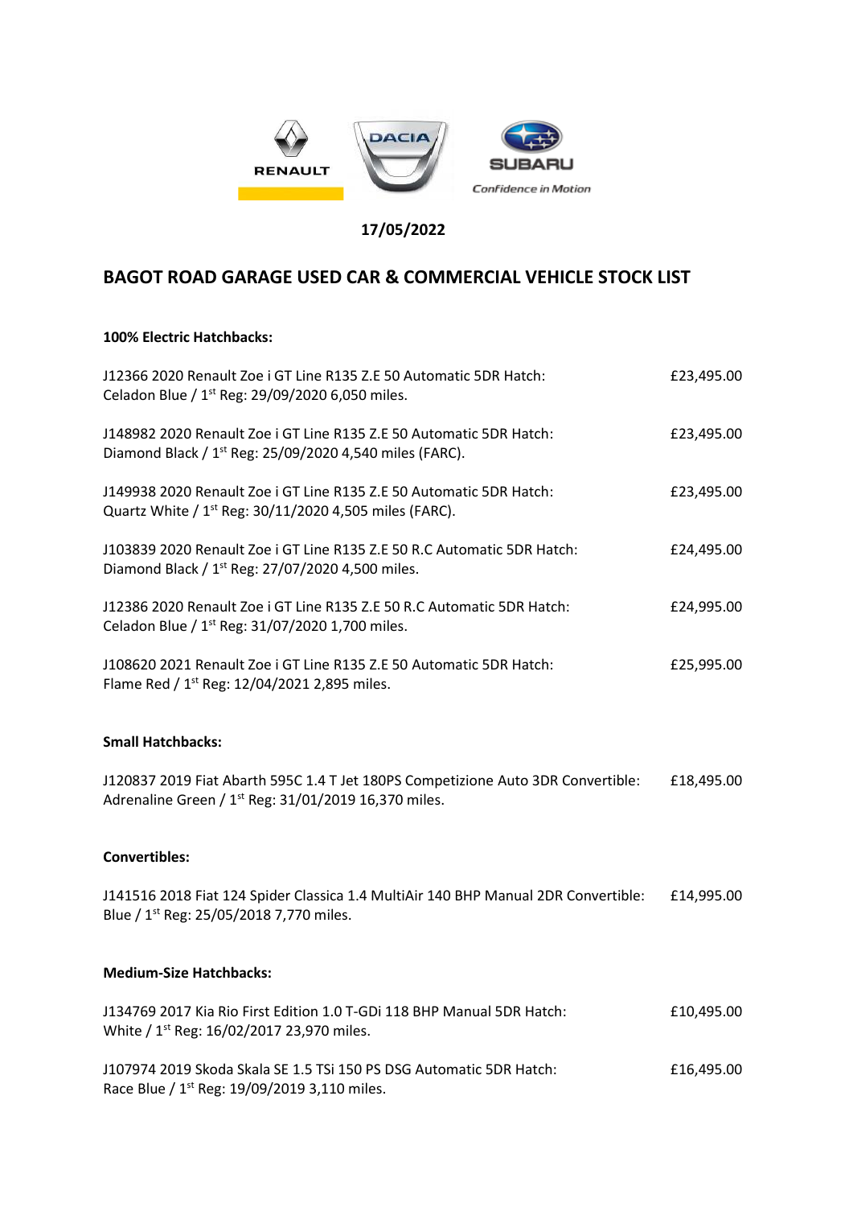17/05/2022

# BAGOT ROAD GARAGE USED CAR & COMMERCIAL VEHICLE STOCK LIST

**100% Electric Hatchbacks:**

J12366 2020 Renault Zoe i GT Line R135 Z.E 50 Automatic 5DR Hatch: Celadon Blue / 1st Reg: 29/09/2020 6,050 miles. — £23,495.00

J148982 2020 Renault Zoe i GT Line R135 Z.E 50 Automatic 5DR Hatch: Diamond Black / 1st Reg: 25/09/2020 4,540 miles (FARC). — £23,495.00

J149938 2020 Renault Zoe i GT Line R135 Z.E 50 Automatic 5DR Hatch: Quartz White / 1st Reg: 30/11/2020 4,505 miles (FARC). — £23,495.00

J103839 2020 Renault Zoe i GT Line R135 Z.E 50 R.C Automatic 5DR Hatch: Diamond Black / 1st Reg: 27/07/2020 4,500 miles. — £24,495.00

J12386 2020 Renault Zoe i GT Line R135 Z.E 50 R.C Automatic 5DR Hatch: Celadon Blue / 1st Reg: 31/07/2020 1,700 miles. — £24,995.00

J108620 2021 Renault Zoe i GT Line R135 Z.E 50 Automatic 5DR Hatch: Flame Red / 1st Reg: 12/04/2021 2,895 miles. — £25,995.00

**Small Hatchbacks:**

J120837 2019 Fiat Abarth 595C 1.4 T Jet 180PS Competizione Auto 3DR Convertible: Adrenaline Green / 1st Reg: 31/01/2019 16,370 miles. — £18,495.00

**Convertibles:**

J141516 2018 Fiat 124 Spider Classica 1.4 MultiAir 140 BHP Manual 2DR Convertible: Blue / 1st Reg: 25/05/2018 7,770 miles. — £14,995.00

**Medium-Size Hatchbacks:**

J134769 2017 Kia Rio First Edition 1.0 T-GDi 118 BHP Manual 5DR Hatch: White / 1st Reg: 16/02/2017 23,970 miles. — £10,495.00

J107974 2019 Skoda Skala SE 1.5 TSi 150 PS DSG Automatic 5DR Hatch: Race Blue / 1st Reg: 19/09/2019 3,110 miles. — £16,495.00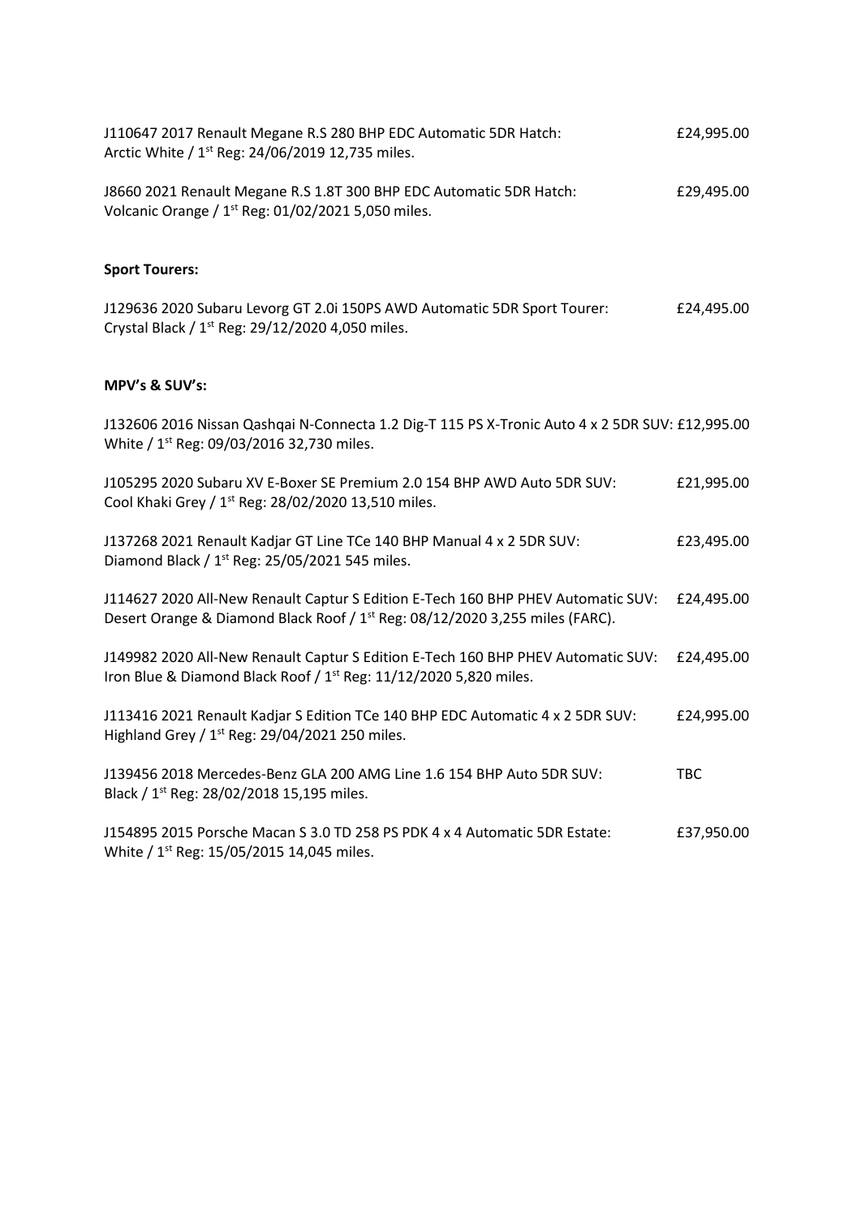J110647 2017 Renault Megane R.S 280 BHP EDC Automatic 5DR Hatch: £24,995.00
Arctic White / 1st Reg: 24/06/2019 12,735 miles.

J8660 2021 Renault Megane R.S 1.8T 300 BHP EDC Automatic 5DR Hatch: £29,495.00
Volcanic Orange / 1st Reg: 01/02/2021 5,050 miles.

**Sport Tourers:**

J129636 2020 Subaru Levorg GT 2.0i 150PS AWD Automatic 5DR Sport Tourer: £24,495.00
Crystal Black / 1st Reg: 29/12/2020 4,050 miles.

**MPV's & SUV's:**

J132606 2016 Nissan Qashqai N-Connecta 1.2 Dig-T 115 PS X-Tronic Auto 4 x 2 5DR SUV: £12,995.00
White / 1st Reg: 09/03/2016 32,730 miles.

J105295 2020 Subaru XV E-Boxer SE Premium 2.0 154 BHP AWD Auto 5DR SUV: £21,995.00
Cool Khaki Grey / 1st Reg: 28/02/2020 13,510 miles.

J137268 2021 Renault Kadjar GT Line TCe 140 BHP Manual 4 x 2 5DR SUV: £23,495.00
Diamond Black / 1st Reg: 25/05/2021 545 miles.

J114627 2020 All-New Renault Captur S Edition E-Tech 160 BHP PHEV Automatic SUV: £24,495.00
Desert Orange & Diamond Black Roof / 1st Reg: 08/12/2020 3,255 miles (FARC).

J149982 2020 All-New Renault Captur S Edition E-Tech 160 BHP PHEV Automatic SUV: £24,495.00
Iron Blue & Diamond Black Roof / 1st Reg: 11/12/2020 5,820 miles.

J113416 2021 Renault Kadjar S Edition TCe 140 BHP EDC Automatic 4 x 2 5DR SUV: £24,995.00
Highland Grey / 1st Reg: 29/04/2021 250 miles.

J139456 2018 Mercedes-Benz GLA 200 AMG Line 1.6 154 BHP Auto 5DR SUV: TBC
Black / 1st Reg: 28/02/2018 15,195 miles.

J154895 2015 Porsche Macan S 3.0 TD 258 PS PDK 4 x 4 Automatic 5DR Estate: £37,950.00
White / 1st Reg: 15/05/2015 14,045 miles.